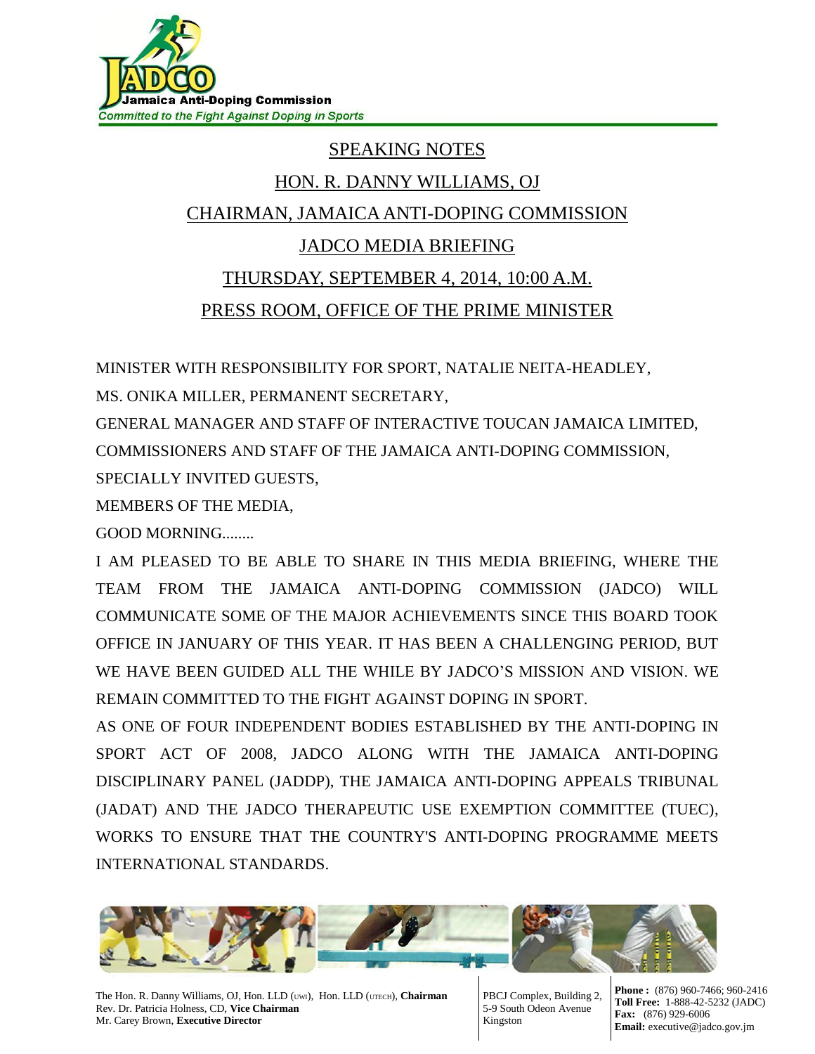Jamaica Anti-Doping Commission

*Committed to the Fight Against Doping in Sports*

# SPEAKING NOTES

## HON. R. DANNY WILLIAMS, OJ

## CHAIRMAN, JAMAICA ANTI-DOPING COMMISSION

## JADCO MEDIA BRIEFING

## THURSDAY, SEPTEMBER 4, 2014, 10:00 A.M.

## PRESS ROOM, OFFICE OF THE PRIME MINISTER

MINISTER WITH RESPONSIBILITY FOR SPORT, NATALIE NEITA-HEADLEY,

MS. ONIKA MILLER, PERMANENT SECRETARY,

GENERAL MANAGER AND STAFF OF INTERACTIVE TOUCAN JAMAICA LIMITED,

COMMISSIONERS AND STAFF OF THE JAMAICA ANTI-DOPING COMMISSION,

SPECIALLY INVITED GUESTS,

MEMBERS OF THE MEDIA,

GOOD MORNING........

I AM PLEASED TO BE ABLE TO SHARE IN THIS MEDIA BRIEFING, WHERE THE TEAM FROM THE JAMAICA ANTI-DOPING COMMISSION (JADCO) WILL COMMUNICATE SOME OF THE MAJOR ACHIEVEMENTS SINCE THIS BOARD TOOK OFFICE IN JANUARY OF THIS YEAR. IT HAS BEEN A CHALLENGING PERIOD, BUT WE HAVE BEEN GUIDED ALL THE WHILE BY JADCO'S MISSION AND VISION. WE REMAIN COMMITTED TO THE FIGHT AGAINST DOPING IN SPORT.

AS ONE OF FOUR INDEPENDENT BODIES ESTABLISHED BY THE ANTI-DOPING IN SPORT ACT OF 2008, JADCO ALONG WITH THE JAMAICA ANTI-DOPING DISCIPLINARY PANEL (JADDP), THE JAMAICA ANTI-DOPING APPEALS TRIBUNAL (JADAT) AND THE JADCO THERAPEUTIC USE EXEMPTION COMMITTEE (TUEC), WORKS TO ENSURE THAT THE COUNTRY'S ANTI-DOPING PROGRAMME MEETS INTERNATIONAL STANDARDS.

The Hon. R. Danny Williams, OJ, Hon. LLD (UWI), Hon. LLD (UTECH), **Chairman**
Rev. Dr. Patricia Holness, CD, **Vice Chairman**
Mr. Carey Brown, **Executive Director**

PBCJ Complex, Building 2,
5-9 South Odeon Avenue
Kingston

**Phone :** (876) 960-7466; 960-2416
**Toll Free:** 1-888-42-5232 (JADC)
**Fax:** (876) 929-6006
**Email:** executive@jadco.gov.jm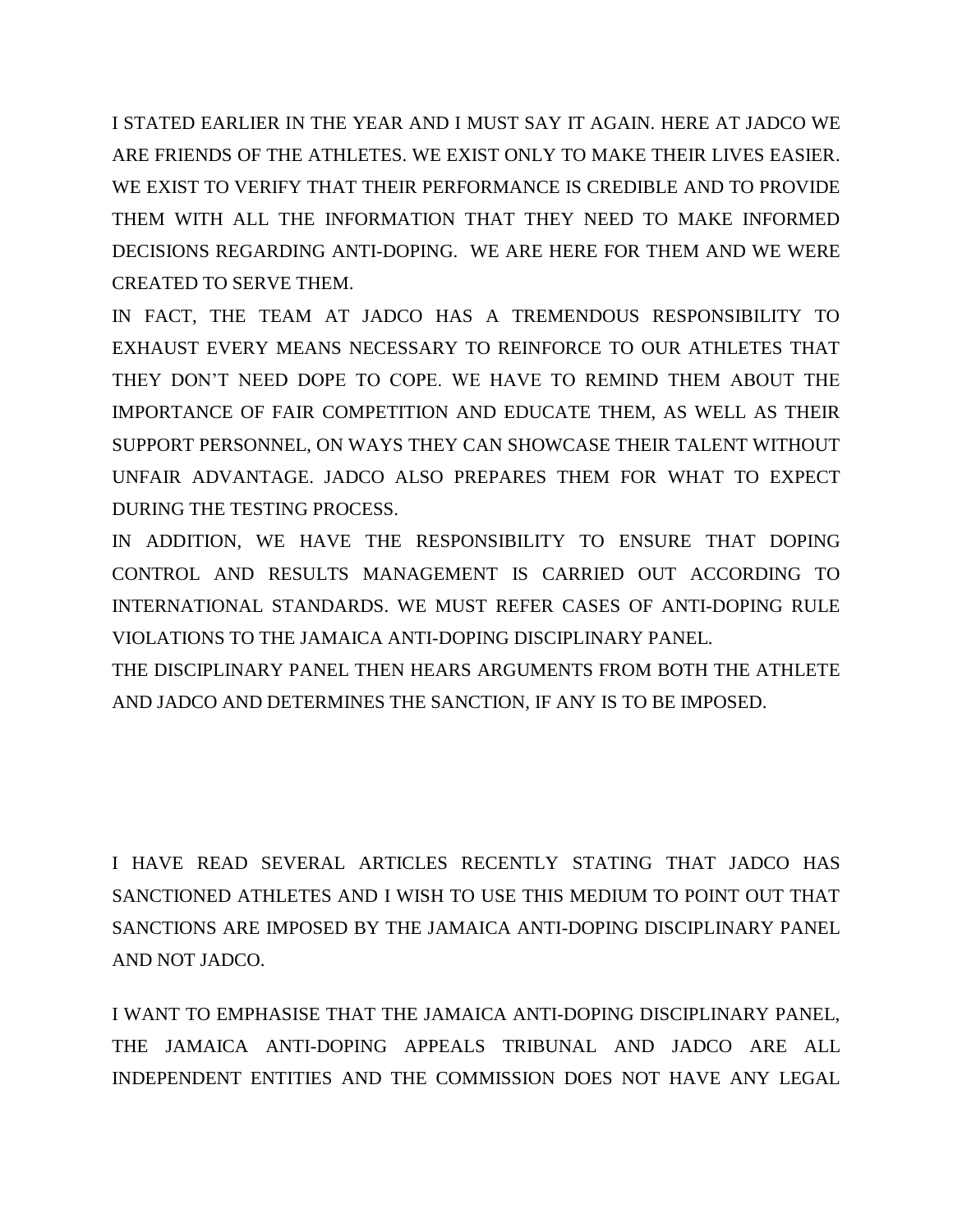I STATED EARLIER IN THE YEAR AND I MUST SAY IT AGAIN. HERE AT JADCO WE ARE FRIENDS OF THE ATHLETES. WE EXIST ONLY TO MAKE THEIR LIVES EASIER. WE EXIST TO VERIFY THAT THEIR PERFORMANCE IS CREDIBLE AND TO PROVIDE THEM WITH ALL THE INFORMATION THAT THEY NEED TO MAKE INFORMED DECISIONS REGARDING ANTI-DOPING. WE ARE HERE FOR THEM AND WE WERE CREATED TO SERVE THEM.

IN FACT, THE TEAM AT JADCO HAS A TREMENDOUS RESPONSIBILITY TO EXHAUST EVERY MEANS NECESSARY TO REINFORCE TO OUR ATHLETES THAT THEY DON'T NEED DOPE TO COPE. WE HAVE TO REMIND THEM ABOUT THE IMPORTANCE OF FAIR COMPETITION AND EDUCATE THEM, AS WELL AS THEIR SUPPORT PERSONNEL, ON WAYS THEY CAN SHOWCASE THEIR TALENT WITHOUT UNFAIR ADVANTAGE. JADCO ALSO PREPARES THEM FOR WHAT TO EXPECT DURING THE TESTING PROCESS.

IN ADDITION, WE HAVE THE RESPONSIBILITY TO ENSURE THAT DOPING CONTROL AND RESULTS MANAGEMENT IS CARRIED OUT ACCORDING TO INTERNATIONAL STANDARDS. WE MUST REFER CASES OF ANTI-DOPING RULE VIOLATIONS TO THE JAMAICA ANTI-DOPING DISCIPLINARY PANEL.

THE DISCIPLINARY PANEL THEN HEARS ARGUMENTS FROM BOTH THE ATHLETE AND JADCO AND DETERMINES THE SANCTION, IF ANY IS TO BE IMPOSED.

I HAVE READ SEVERAL ARTICLES RECENTLY STATING THAT JADCO HAS SANCTIONED ATHLETES AND I WISH TO USE THIS MEDIUM TO POINT OUT THAT SANCTIONS ARE IMPOSED BY THE JAMAICA ANTI-DOPING DISCIPLINARY PANEL AND NOT JADCO.

I WANT TO EMPHASISE THAT THE JAMAICA ANTI-DOPING DISCIPLINARY PANEL, THE JAMAICA ANTI-DOPING APPEALS TRIBUNAL AND JADCO ARE ALL INDEPENDENT ENTITIES AND THE COMMISSION DOES NOT HAVE ANY LEGAL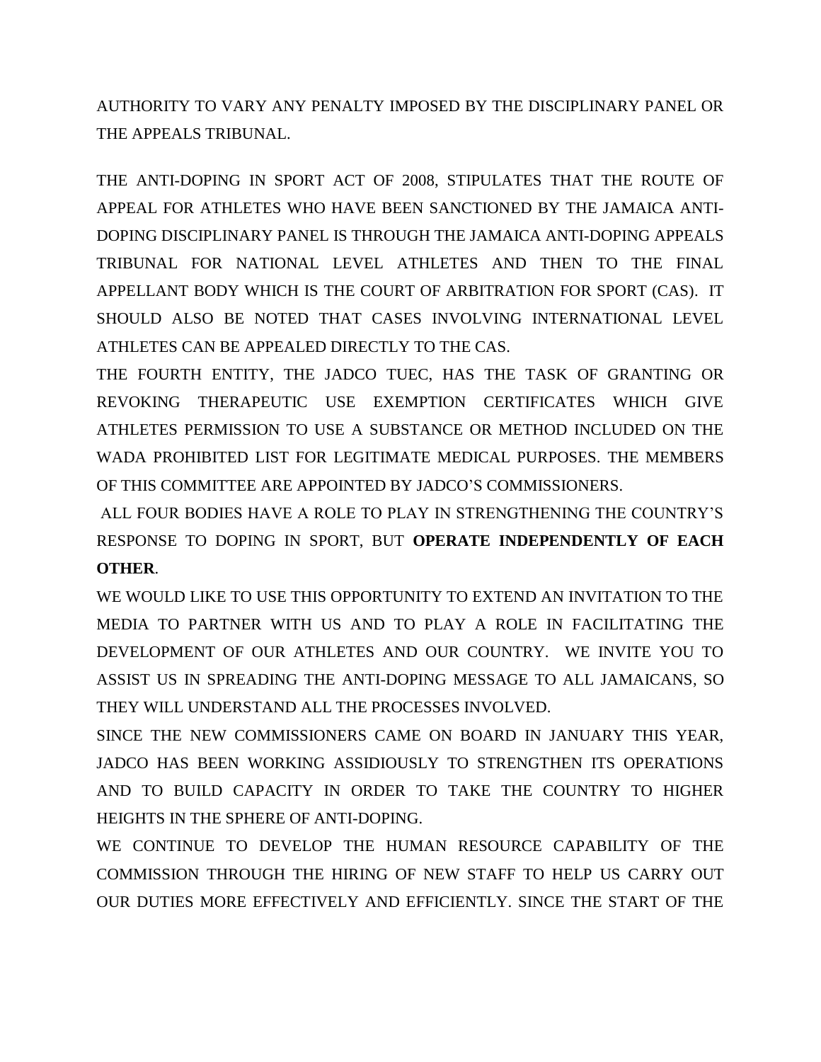AUTHORITY TO VARY ANY PENALTY IMPOSED BY THE DISCIPLINARY PANEL OR THE APPEALS TRIBUNAL.

THE ANTI-DOPING IN SPORT ACT OF 2008, STIPULATES THAT THE ROUTE OF APPEAL FOR ATHLETES WHO HAVE BEEN SANCTIONED BY THE JAMAICA ANTI-DOPING DISCIPLINARY PANEL IS THROUGH THE JAMAICA ANTI-DOPING APPEALS TRIBUNAL FOR NATIONAL LEVEL ATHLETES AND THEN TO THE FINAL APPELLANT BODY WHICH IS THE COURT OF ARBITRATION FOR SPORT (CAS). IT SHOULD ALSO BE NOTED THAT CASES INVOLVING INTERNATIONAL LEVEL ATHLETES CAN BE APPEALED DIRECTLY TO THE CAS.

THE FOURTH ENTITY, THE JADCO TUEC, HAS THE TASK OF GRANTING OR REVOKING THERAPEUTIC USE EXEMPTION CERTIFICATES WHICH GIVE ATHLETES PERMISSION TO USE A SUBSTANCE OR METHOD INCLUDED ON THE WADA PROHIBITED LIST FOR LEGITIMATE MEDICAL PURPOSES. THE MEMBERS OF THIS COMMITTEE ARE APPOINTED BY JADCO'S COMMISSIONERS.

ALL FOUR BODIES HAVE A ROLE TO PLAY IN STRENGTHENING THE COUNTRY'S RESPONSE TO DOPING IN SPORT, BUT **OPERATE INDEPENDENTLY OF EACH OTHER**.

WE WOULD LIKE TO USE THIS OPPORTUNITY TO EXTEND AN INVITATION TO THE MEDIA TO PARTNER WITH US AND TO PLAY A ROLE IN FACILITATING THE DEVELOPMENT OF OUR ATHLETES AND OUR COUNTRY. WE INVITE YOU TO ASSIST US IN SPREADING THE ANTI-DOPING MESSAGE TO ALL JAMAICANS, SO THEY WILL UNDERSTAND ALL THE PROCESSES INVOLVED.

SINCE THE NEW COMMISSIONERS CAME ON BOARD IN JANUARY THIS YEAR, JADCO HAS BEEN WORKING ASSIDIOUSLY TO STRENGTHEN ITS OPERATIONS AND TO BUILD CAPACITY IN ORDER TO TAKE THE COUNTRY TO HIGHER HEIGHTS IN THE SPHERE OF ANTI-DOPING.

WE CONTINUE TO DEVELOP THE HUMAN RESOURCE CAPABILITY OF THE COMMISSION THROUGH THE HIRING OF NEW STAFF TO HELP US CARRY OUT OUR DUTIES MORE EFFECTIVELY AND EFFICIENTLY. SINCE THE START OF THE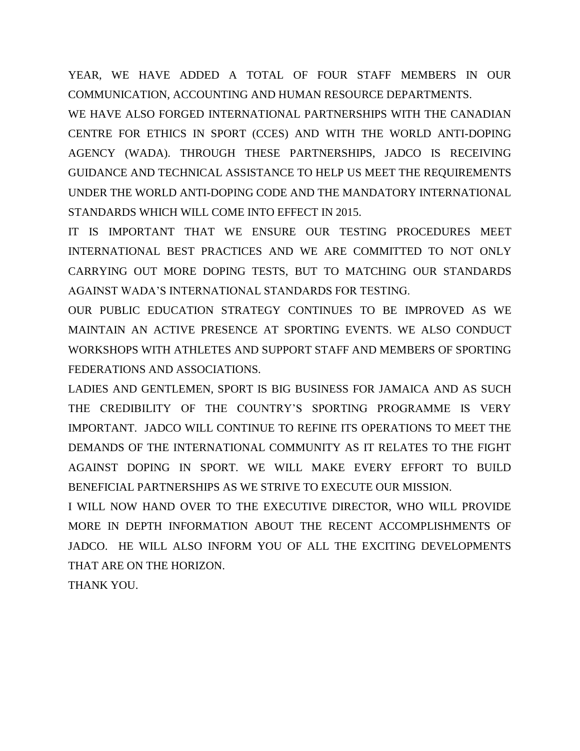YEAR, WE HAVE ADDED A TOTAL OF FOUR STAFF MEMBERS IN OUR COMMUNICATION, ACCOUNTING AND HUMAN RESOURCE DEPARTMENTS.

WE HAVE ALSO FORGED INTERNATIONAL PARTNERSHIPS WITH THE CANADIAN CENTRE FOR ETHICS IN SPORT (CCES) AND WITH THE WORLD ANTI-DOPING AGENCY (WADA). THROUGH THESE PARTNERSHIPS, JADCO IS RECEIVING GUIDANCE AND TECHNICAL ASSISTANCE TO HELP US MEET THE REQUIREMENTS UNDER THE WORLD ANTI-DOPING CODE AND THE MANDATORY INTERNATIONAL STANDARDS WHICH WILL COME INTO EFFECT IN 2015.

IT IS IMPORTANT THAT WE ENSURE OUR TESTING PROCEDURES MEET INTERNATIONAL BEST PRACTICES AND WE ARE COMMITTED TO NOT ONLY CARRYING OUT MORE DOPING TESTS, BUT TO MATCHING OUR STANDARDS AGAINST WADA'S INTERNATIONAL STANDARDS FOR TESTING.

OUR PUBLIC EDUCATION STRATEGY CONTINUES TO BE IMPROVED AS WE MAINTAIN AN ACTIVE PRESENCE AT SPORTING EVENTS. WE ALSO CONDUCT WORKSHOPS WITH ATHLETES AND SUPPORT STAFF AND MEMBERS OF SPORTING FEDERATIONS AND ASSOCIATIONS.

LADIES AND GENTLEMEN, SPORT IS BIG BUSINESS FOR JAMAICA AND AS SUCH THE CREDIBILITY OF THE COUNTRY'S SPORTING PROGRAMME IS VERY IMPORTANT. JADCO WILL CONTINUE TO REFINE ITS OPERATIONS TO MEET THE DEMANDS OF THE INTERNATIONAL COMMUNITY AS IT RELATES TO THE FIGHT AGAINST DOPING IN SPORT. WE WILL MAKE EVERY EFFORT TO BUILD BENEFICIAL PARTNERSHIPS AS WE STRIVE TO EXECUTE OUR MISSION.

I WILL NOW HAND OVER TO THE EXECUTIVE DIRECTOR, WHO WILL PROVIDE MORE IN DEPTH INFORMATION ABOUT THE RECENT ACCOMPLISHMENTS OF JADCO. HE WILL ALSO INFORM YOU OF ALL THE EXCITING DEVELOPMENTS THAT ARE ON THE HORIZON.

THANK YOU.